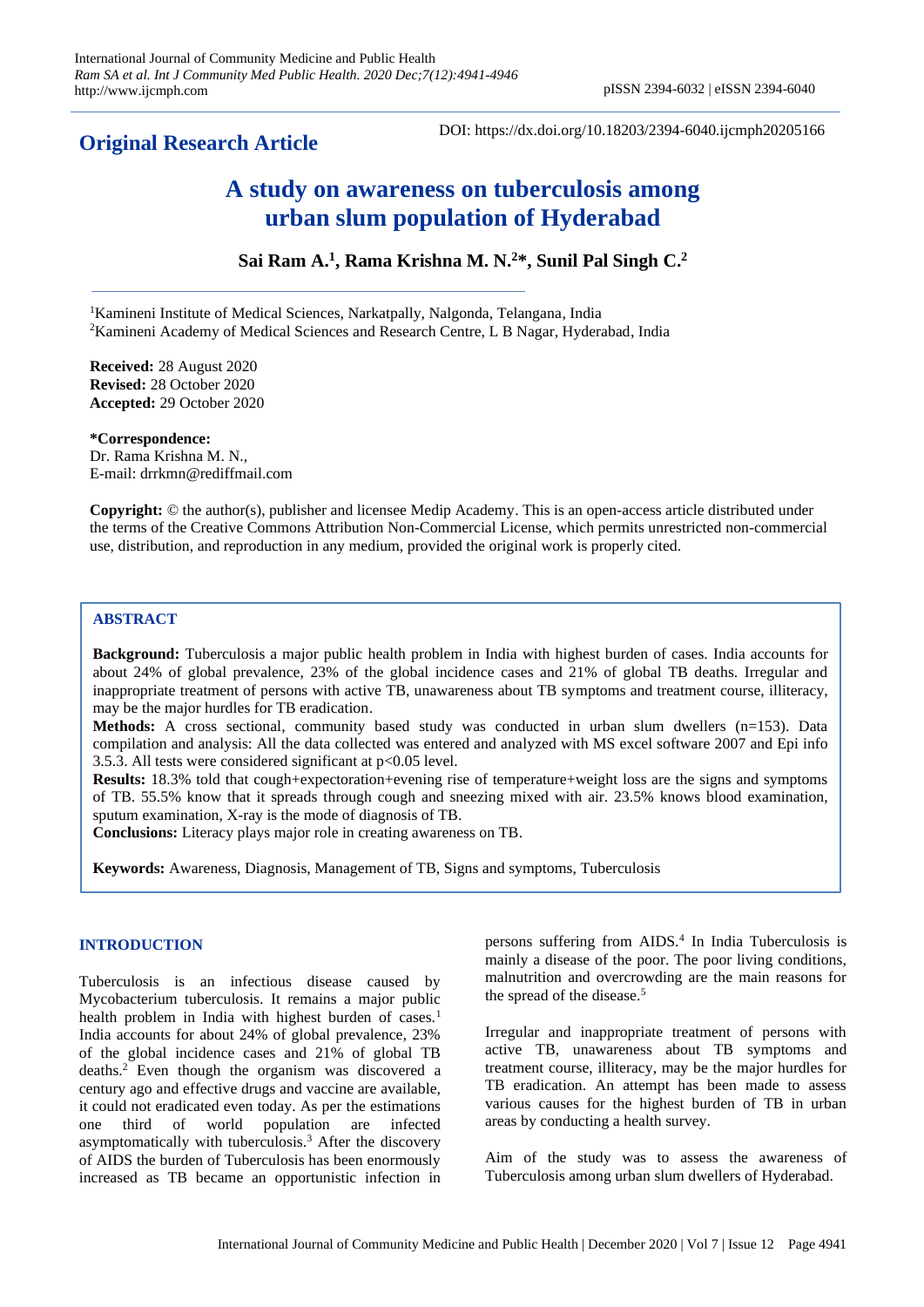**Original Research Article**

DOI: https://dx.doi.org/10.18203/2394-6040.ijcmph20205166

# A study on awareness on tuberculosis among urban slum population of Hyderabad

**Sai Ram A.[1], Rama Krishna M. N.[2]\*, Sunil Pal Singh C.[2]**

[1]Kamineni Institute of Medical Sciences, Narkatpally, Nalgonda, Telangana, India
[2]Kamineni Academy of Medical Sciences and Research Centre, L B Nagar, Hyderabad, India

**Received:** 28 August 2020
**Revised:** 28 October 2020
**Accepted:** 29 October 2020

**\*Correspondence:**
Dr. Rama Krishna M. N.,
E-mail: drrkmn@rediffmail.com

**Copyright:** © the author(s), publisher and licensee Medip Academy. This is an open-access article distributed under the terms of the Creative Commons Attribution Non-Commercial License, which permits unrestricted non-commercial use, distribution, and reproduction in any medium, provided the original work is properly cited.

## ABSTRACT

**Background:** Tuberculosis a major public health problem in India with highest burden of cases. India accounts for about 24% of global prevalence, 23% of the global incidence cases and 21% of global TB deaths. Irregular and inappropriate treatment of persons with active TB, unawareness about TB symptoms and treatment course, illiteracy, may be the major hurdles for TB eradication.

**Methods:** A cross sectional, community based study was conducted in urban slum dwellers (n=153). Data compilation and analysis: All the data collected was entered and analyzed with MS excel software 2007 and Epi info 3.5.3. All tests were considered significant at $p<0.05$ level.

**Results:** 18.3% told that cough+expectoration+evening rise of temperature+weight loss are the signs and symptoms of TB. 55.5% know that it spreads through cough and sneezing mixed with air. 23.5% knows blood examination, sputum examination, X-ray is the mode of diagnosis of TB.

**Conclusions:** Literacy plays major role in creating awareness on TB.

**Keywords:** Awareness, Diagnosis, Management of TB, Signs and symptoms, Tuberculosis

## INTRODUCTION

Tuberculosis is an infectious disease caused by Mycobacterium tuberculosis. It remains a major public health problem in India with highest burden of cases.[1] India accounts for about 24% of global prevalence, 23% of the global incidence cases and 21% of global TB deaths.[2] Even though the organism was discovered a century ago and effective drugs and vaccine are available, it could not eradicated even today. As per the estimations one third of world population are infected asymptomatically with tuberculosis.[3] After the discovery of AIDS the burden of Tuberculosis has been enormously increased as TB became an opportunistic infection in persons suffering from AIDS.[4] In India Tuberculosis is mainly a disease of the poor. The poor living conditions, malnutrition and overcrowding are the main reasons for the spread of the disease.[5]

Irregular and inappropriate treatment of persons with active TB, unawareness about TB symptoms and treatment course, illiteracy, may be the major hurdles for TB eradication. An attempt has been made to assess various causes for the highest burden of TB in urban areas by conducting a health survey.

Aim of the study was to assess the awareness of Tuberculosis among urban slum dwellers of Hyderabad.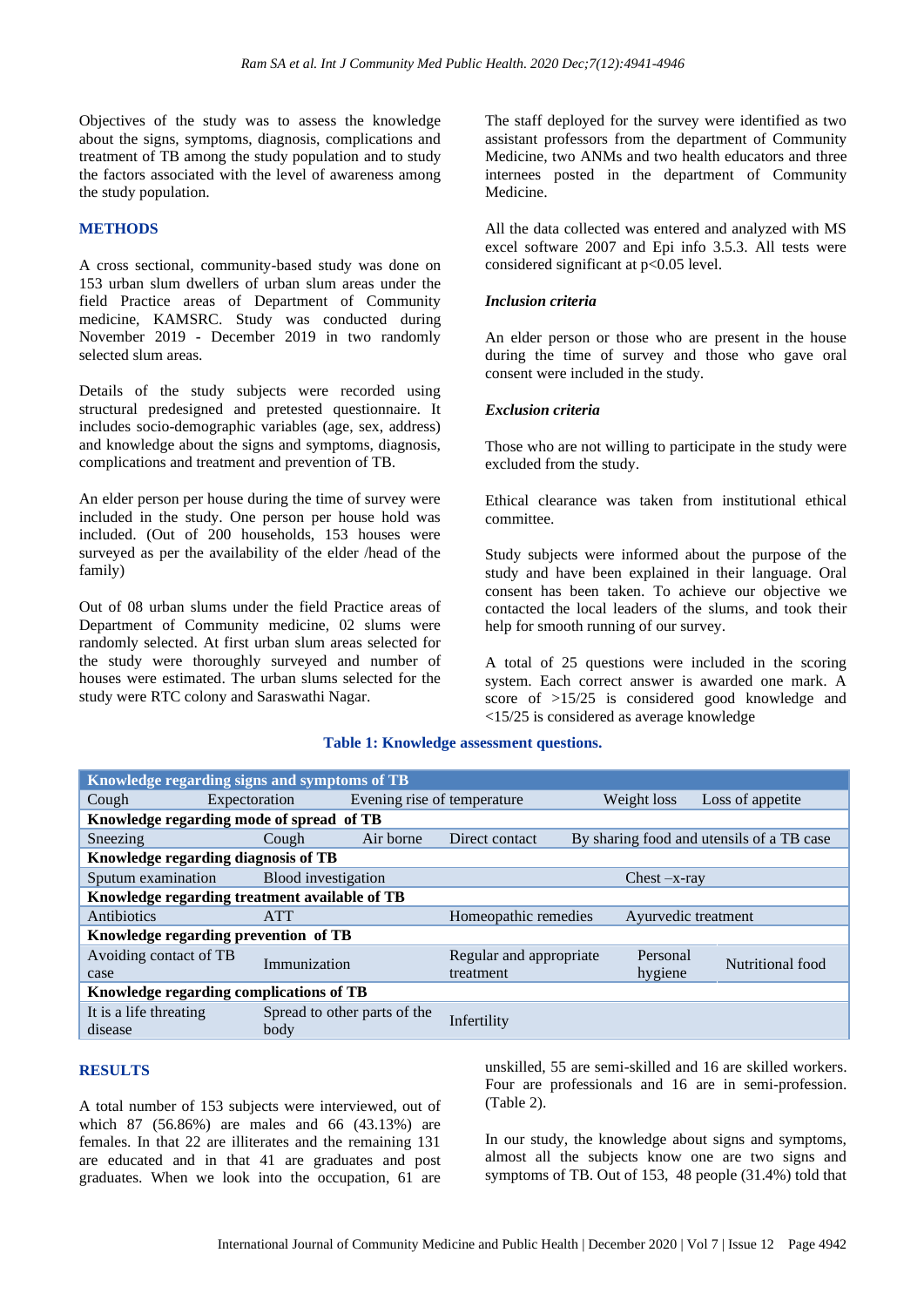Objectives of the study was to assess the knowledge about the signs, symptoms, diagnosis, complications and treatment of TB among the study population and to study the factors associated with the level of awareness among the study population.

## METHODS

A cross sectional, community-based study was done on 153 urban slum dwellers of urban slum areas under the field Practice areas of Department of Community medicine, KAMSRC. Study was conducted during November 2019 - December 2019 in two randomly selected slum areas.

Details of the study subjects were recorded using structural predesigned and pretested questionnaire. It includes socio-demographic variables (age, sex, address) and knowledge about the signs and symptoms, diagnosis, complications and treatment and prevention of TB.

An elder person per house during the time of survey were included in the study. One person per house hold was included. (Out of 200 households, 153 houses were surveyed as per the availability of the elder /head of the family)

Out of 08 urban slums under the field Practice areas of Department of Community medicine, 02 slums were randomly selected. At first urban slum areas selected for the study were thoroughly surveyed and number of houses were estimated. The urban slums selected for the study were RTC colony and Saraswathi Nagar.

The staff deployed for the survey were identified as two assistant professors from the department of Community Medicine, two ANMs and two health educators and three internees posted in the department of Community Medicine.

All the data collected was entered and analyzed with MS excel software 2007 and Epi info 3.5.3. All tests were considered significant at $p<0.05$ level.

### *Inclusion criteria*

An elder person or those who are present in the house during the time of survey and those who gave oral consent were included in the study.

### *Exclusion criteria*

Those who are not willing to participate in the study were excluded from the study.

Ethical clearance was taken from institutional ethical committee.

Study subjects were informed about the purpose of the study and have been explained in their language. Oral consent has been taken. To achieve our objective we contacted the local leaders of the slums, and took their help for smooth running of our survey.

A total of 25 questions were included in the scoring system. Each correct answer is awarded one mark. A score of >15/25 is considered good knowledge and <15/25 is considered as average knowledge

**Table 1: Knowledge assessment questions.**

| Knowledge regarding signs and symptoms of TB | | | | |
|---|---|---|---|---|
| Cough | Expectoration | Evening rise of temperature | Weight loss | Loss of appetite |
| **Knowledge regarding mode of spread of TB** | | | | |
| Sneezing | Cough | Air borne | Direct contact | By sharing food and utensils of a TB case |
| **Knowledge regarding diagnosis of TB** | | | | |
| Sputum examination | Blood investigation | Chest –x-ray | | |
| **Knowledge regarding treatment available of TB** | | | | |
| Antibiotics | ATT | Homeopathic remedies | Ayurvedic treatment | |
| **Knowledge regarding prevention of TB** | | | | |
| Avoiding contact of TB case | Immunization | Regular and appropriate treatment | Personal hygiene | Nutritional food |
| **Knowledge regarding complications of TB** | | | | |
| It is a life threating disease | Spread to other parts of the body | Infertility | | |

## RESULTS

A total number of 153 subjects were interviewed, out of which 87 (56.86%) are males and 66 (43.13%) are females. In that 22 are illiterates and the remaining 131 are educated and in that 41 are graduates and post graduates. When we look into the occupation, 61 are unskilled, 55 are semi-skilled and 16 are skilled workers. Four are professionals and 16 are in semi-profession. (Table 2).

In our study, the knowledge about signs and symptoms, almost all the subjects know one are two signs and symptoms of TB. Out of 153, 48 people (31.4%) told that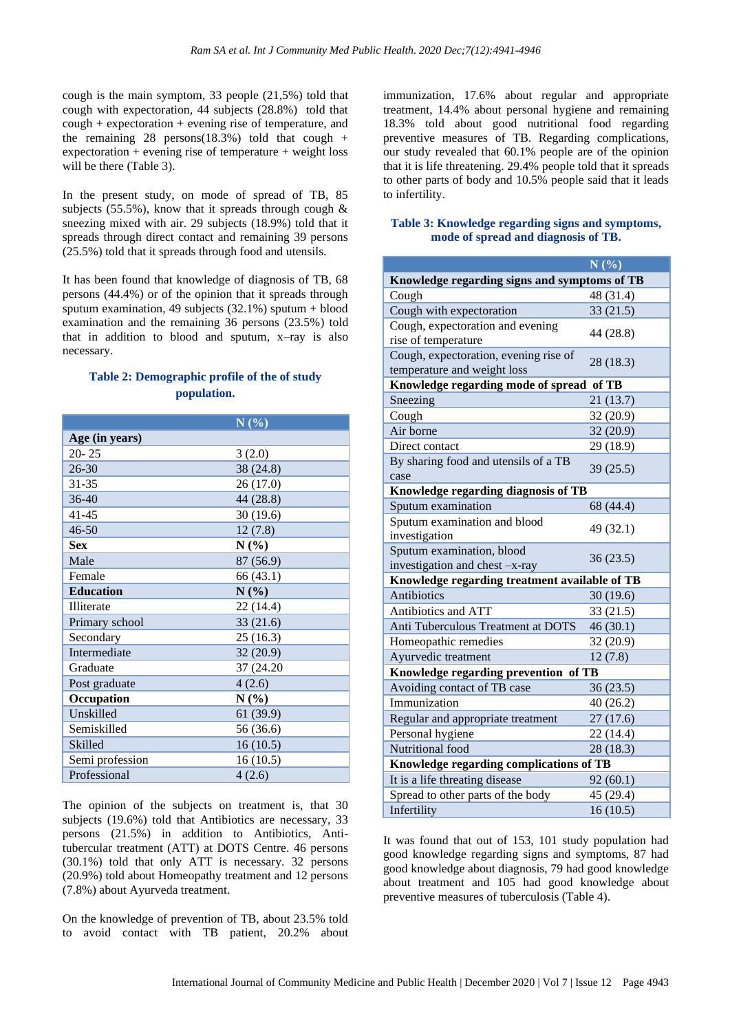cough is the main symptom, 33 people (21,5%) told that cough with expectoration, 44 subjects (28.8%) told that cough + expectoration + evening rise of temperature, and the remaining 28 persons(18.3%) told that cough + expectoration + evening rise of temperature + weight loss will be there (Table 3).

In the present study, on mode of spread of TB, 85 subjects (55.5%), know that it spreads through cough & sneezing mixed with air. 29 subjects (18.9%) told that it spreads through direct contact and remaining 39 persons (25.5%) told that it spreads through food and utensils.

It has been found that knowledge of diagnosis of TB, 68 persons (44.4%) or of the opinion that it spreads through sputum examination, 49 subjects (32.1%) sputum + blood examination and the remaining 36 persons (23.5%) told that in addition to blood and sputum, x–ray is also necessary.

**Table 2: Demographic profile of the of study population.**

| | N (%) |
|---|---|
| **Age (in years)** | |
| 20- 25 | 3 (2.0) |
| 26-30 | 38 (24.8) |
| 31-35 | 26 (17.0) |
| 36-40 | 44 (28.8) |
| 41-45 | 30 (19.6) |
| 46-50 | 12 (7.8) |
| **Sex** | **N (%)** |
| Male | 87 (56.9) |
| Female | 66 (43.1) |
| **Education** | **N (%)** |
| Illiterate | 22 (14.4) |
| Primary school | 33 (21.6) |
| Secondary | 25 (16.3) |
| Intermediate | 32 (20.9) |
| Graduate | 37 (24.20 |
| Post graduate | 4 (2.6) |
| **Occupation** | **N (%)** |
| Unskilled | 61 (39.9) |
| Semiskilled | 56 (36.6) |
| Skilled | 16 (10.5) |
| Semi profession | 16 (10.5) |
| Professional | 4 (2.6) |

The opinion of the subjects on treatment is, that 30 subjects (19.6%) told that Antibiotics are necessary, 33 persons (21.5%) in addition to Antibiotics, Anti-tubercular treatment (ATT) at DOTS Centre. 46 persons (30.1%) told that only ATT is necessary. 32 persons (20.9%) told about Homeopathy treatment and 12 persons (7.8%) about Ayurveda treatment.

On the knowledge of prevention of TB, about 23.5% told to avoid contact with TB patient, 20.2% about immunization, 17.6% about regular and appropriate treatment, 14.4% about personal hygiene and remaining 18.3% told about good nutritional food regarding preventive measures of TB. Regarding complications, our study revealed that 60.1% people are of the opinion that it is life threatening. 29.4% people told that it spreads to other parts of body and 10.5% people said that it leads to infertility.

**Table 3: Knowledge regarding signs and symptoms, mode of spread and diagnosis of TB.**

| | N (%) |
|---|---|
| **Knowledge regarding signs and symptoms of TB** | |
| Cough | 48 (31.4) |
| Cough with expectoration | 33 (21.5) |
| Cough, expectoration and evening rise of temperature | 44 (28.8) |
| Cough, expectoration, evening rise of temperature and weight loss | 28 (18.3) |
| **Knowledge regarding mode of spread of TB** | |
| Sneezing | 21 (13.7) |
| Cough | 32 (20.9) |
| Air borne | 32 (20.9) |
| Direct contact | 29 (18.9) |
| By sharing food and utensils of a TB case | 39 (25.5) |
| **Knowledge regarding diagnosis of TB** | |
| Sputum examination | 68 (44.4) |
| Sputum examination and blood investigation | 49 (32.1) |
| Sputum examination, blood investigation and chest –x-ray | 36 (23.5) |
| **Knowledge regarding treatment available of TB** | |
| Antibiotics | 30 (19.6) |
| Antibiotics and ATT | 33 (21.5) |
| Anti Tuberculous Treatment at DOTS | 46 (30.1) |
| Homeopathic remedies | 32 (20.9) |
| Ayurvedic treatment | 12 (7.8) |
| **Knowledge regarding prevention of TB** | |
| Avoiding contact of TB case | 36 (23.5) |
| Immunization | 40 (26.2) |
| Regular and appropriate treatment | 27 (17.6) |
| Personal hygiene | 22 (14.4) |
| Nutritional food | 28 (18.3) |
| **Knowledge regarding complications of TB** | |
| It is a life threating disease | 92 (60.1) |
| Spread to other parts of the body | 45 (29.4) |
| Infertility | 16 (10.5) |

It was found that out of 153, 101 study population had good knowledge regarding signs and symptoms, 87 had good knowledge about diagnosis, 79 had good knowledge about treatment and 105 had good knowledge about preventive measures of tuberculosis (Table 4).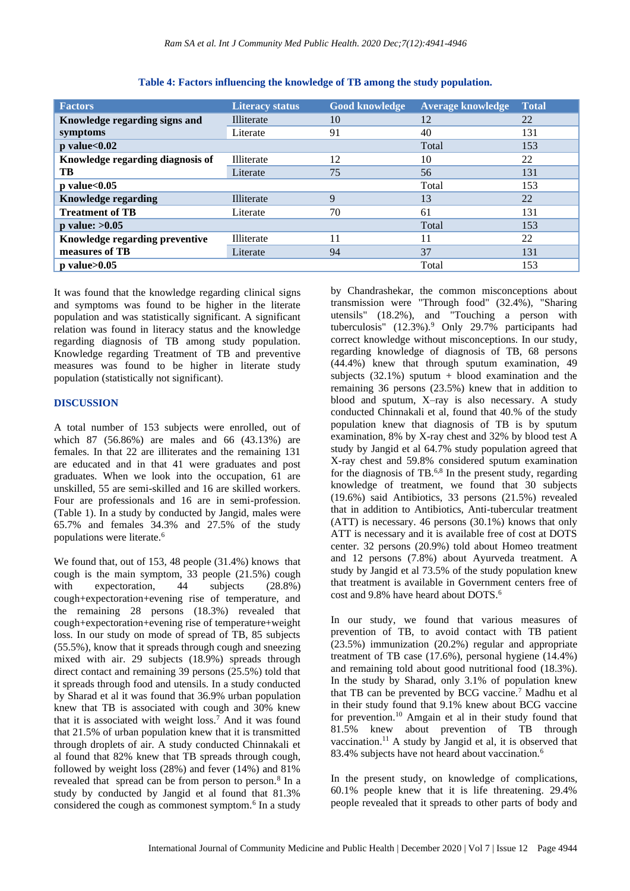**Table 4: Factors influencing the knowledge of TB among the study population.**

| Factors | Literacy status | Good knowledge | Average knowledge | Total |
|---|---|---|---|---|
| **Knowledge regarding signs and symptoms** | Illiterate | 10 | 12 | 22 |
| | Literate | 91 | 40 | 131 |
| **p value<0.02** | | | Total | 153 |
| **Knowledge regarding diagnosis of TB** | Illiterate | 12 | 10 | 22 |
| | Literate | 75 | 56 | 131 |
| **p value<0.05** | | | Total | 153 |
| **Knowledge regarding Treatment of TB** | Illiterate | 9 | 13 | 22 |
| | Literate | 70 | 61 | 131 |
| **p value: >0.05** | | | Total | 153 |
| **Knowledge regarding preventive measures of TB** | Illiterate | 11 | 11 | 22 |
| | Literate | 94 | 37 | 131 |
| **p value>0.05** | | | Total | 153 |

It was found that the knowledge regarding clinical signs and symptoms was found to be higher in the literate population and was statistically significant. A significant relation was found in literacy status and the knowledge regarding diagnosis of TB among study population. Knowledge regarding Treatment of TB and preventive measures was found to be higher in literate study population (statistically not significant).

## DISCUSSION

A total number of 153 subjects were enrolled, out of which 87 (56.86%) are males and 66 (43.13%) are females. In that 22 are illiterates and the remaining 131 are educated and in that 41 were graduates and post graduates. When we look into the occupation, 61 are unskilled, 55 are semi-skilled and 16 are skilled workers. Four are professionals and 16 are in semi-profession. (Table 1). In a study by conducted by Jangid, males were 65.7% and females 34.3% and 27.5% of the study populations were literate.[6]

We found that, out of 153, 48 people (31.4%) knows that cough is the main symptom, 33 people (21.5%) cough with expectoration, 44 subjects (28.8%) cough+expectoration+evening rise of temperature, and the remaining 28 persons (18.3%) revealed that cough+expectoration+evening rise of temperature+weight loss. In our study on mode of spread of TB, 85 subjects (55.5%), know that it spreads through cough and sneezing mixed with air. 29 subjects (18.9%) spreads through direct contact and remaining 39 persons (25.5%) told that it spreads through food and utensils. In a study conducted by Sharad et al it was found that 36.9% urban population knew that TB is associated with cough and 30% knew that it is associated with weight loss.[7] And it was found that 21.5% of urban population knew that it is transmitted through droplets of air. A study conducted Chinnakali et al found that 82% knew that TB spreads through cough, followed by weight loss (28%) and fever (14%) and 81% revealed that spread can be from person to person.[8] In a study by conducted by Jangid et al found that 81.3% considered the cough as commonest symptom.[6] In a study by Chandrashekar, the common misconceptions about transmission were "Through food" (32.4%), "Sharing utensils" (18.2%), and "Touching a person with tuberculosis" (12.3%).[9] Only 29.7% participants had correct knowledge without misconceptions. In our study, regarding knowledge of diagnosis of TB, 68 persons (44.4%) knew that through sputum examination, 49 subjects (32.1%) sputum + blood examination and the remaining 36 persons (23.5%) knew that in addition to blood and sputum, X–ray is also necessary. A study conducted Chinnakali et al, found that 40.% of the study population knew that diagnosis of TB is by sputum examination, 8% by X-ray chest and 32% by blood test A study by Jangid et al 64.7% study population agreed that X-ray chest and 59.8% considered sputum examination for the diagnosis of TB.[6,8] In the present study, regarding knowledge of treatment, we found that 30 subjects (19.6%) said Antibiotics, 33 persons (21.5%) revealed that in addition to Antibiotics, Anti-tubercular treatment (ATT) is necessary. 46 persons (30.1%) knows that only ATT is necessary and it is available free of cost at DOTS center. 32 persons (20.9%) told about Homeo treatment and 12 persons (7.8%) about Ayurveda treatment. A study by Jangid et al 73.5% of the study population knew that treatment is available in Government centers free of cost and 9.8% have heard about DOTS.[6]

In our study, we found that various measures of prevention of TB, to avoid contact with TB patient (23.5%) immunization (20.2%) regular and appropriate treatment of TB case (17.6%), personal hygiene (14.4%) and remaining told about good nutritional food (18.3%). In the study by Sharad, only 3.1% of population knew that TB can be prevented by BCG vaccine.[7] Madhu et al in their study found that 9.1% knew about BCG vaccine for prevention.[10] Amgain et al in their study found that 81.5% knew about prevention of TB through vaccination.[11] A study by Jangid et al, it is observed that 83.4% subjects have not heard about vaccination.[6]

In the present study, on knowledge of complications, 60.1% people knew that it is life threatening. 29.4% people revealed that it spreads to other parts of body and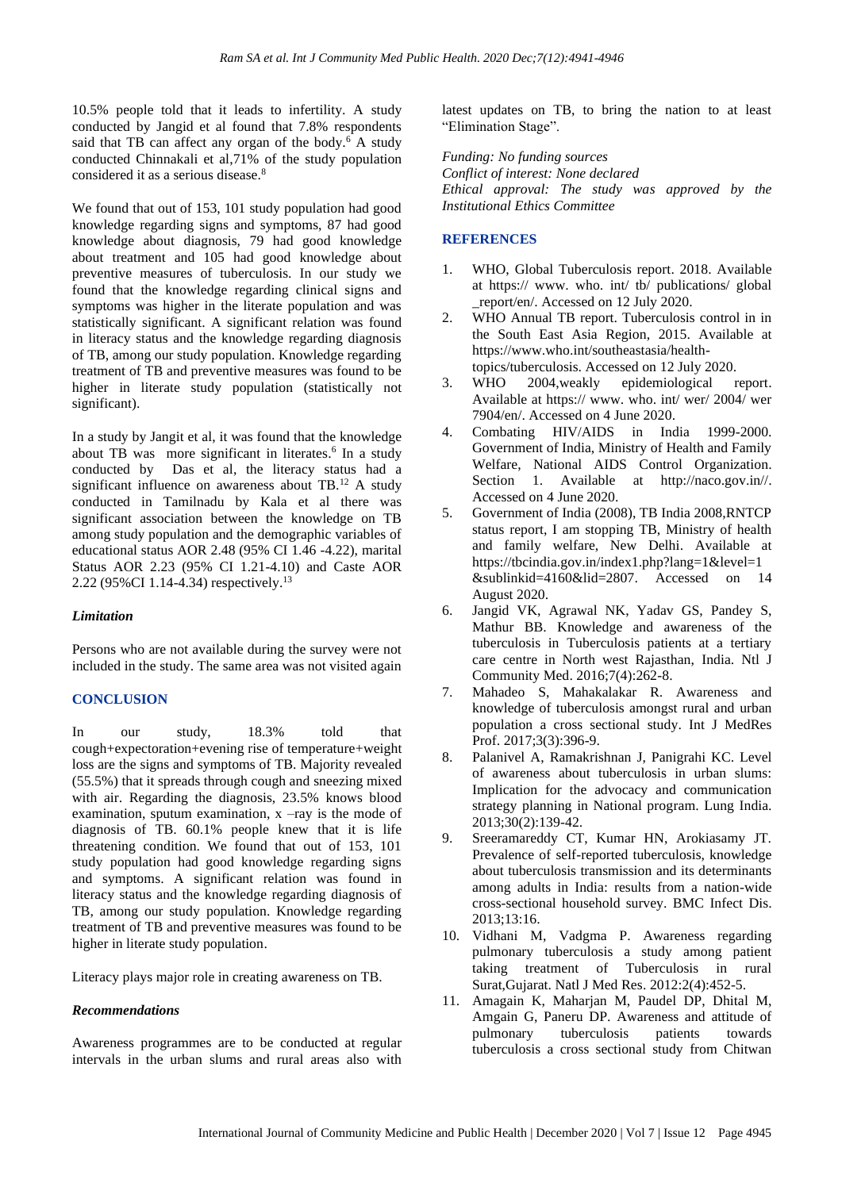10.5% people told that it leads to infertility. A study conducted by Jangid et al found that 7.8% respondents said that TB can affect any organ of the body.[6] A study conducted Chinnakali et al,71% of the study population considered it as a serious disease.[8]

We found that out of 153, 101 study population had good knowledge regarding signs and symptoms, 87 had good knowledge about diagnosis, 79 had good knowledge about treatment and 105 had good knowledge about preventive measures of tuberculosis. In our study we found that the knowledge regarding clinical signs and symptoms was higher in the literate population and was statistically significant. A significant relation was found in literacy status and the knowledge regarding diagnosis of TB, among our study population. Knowledge regarding treatment of TB and preventive measures was found to be higher in literate study population (statistically not significant).

In a study by Jangit et al, it was found that the knowledge about TB was more significant in literates.[6] In a study conducted by Das et al, the literacy status had a significant influence on awareness about TB.[12] A study conducted in Tamilnadu by Kala et al there was significant association between the knowledge on TB among study population and the demographic variables of educational status AOR 2.48 (95% CI 1.46 -4.22), marital Status AOR 2.23 (95% CI 1.21-4.10) and Caste AOR 2.22 (95%CI 1.14-4.34) respectively.[13]

### *Limitation*

Persons who are not available during the survey were not included in the study. The same area was not visited again

## CONCLUSION

In our study, 18.3% told that cough+expectoration+evening rise of temperature+weight loss are the signs and symptoms of TB. Majority revealed (55.5%) that it spreads through cough and sneezing mixed with air. Regarding the diagnosis, 23.5% knows blood examination, sputum examination, x –ray is the mode of diagnosis of TB. 60.1% people knew that it is life threatening condition. We found that out of 153, 101 study population had good knowledge regarding signs and symptoms. A significant relation was found in literacy status and the knowledge regarding diagnosis of TB, among our study population. Knowledge regarding treatment of TB and preventive measures was found to be higher in literate study population.

Literacy plays major role in creating awareness on TB.

### *Recommendations*

Awareness programmes are to be conducted at regular intervals in the urban slums and rural areas also with latest updates on TB, to bring the nation to at least "Elimination Stage".

*Funding: No funding sources*
*Conflict of interest: None declared*
*Ethical approval: The study was approved by the Institutional Ethics Committee*

## REFERENCES

1. WHO, Global Tuberculosis report. 2018. Available at https:// www. who. int/ tb/ publications/ global _report/en/. Accessed on 12 July 2020.
2. WHO Annual TB report. Tuberculosis control in in the South East Asia Region, 2015. Available at https://www.who.int/southeastasia/health-topics/tuberculosis. Accessed on 12 July 2020.
3. WHO 2004,weakly epidemiological report. Available at https:// www. who. int/ wer/ 2004/ wer 7904/en/. Accessed on 4 June 2020.
4. Combating HIV/AIDS in India 1999-2000. Government of India, Ministry of Health and Family Welfare, National AIDS Control Organization. Section 1. Available at http://naco.gov.in//. Accessed on 4 June 2020.
5. Government of India (2008), TB India 2008,RNTCP status report, I am stopping TB, Ministry of health and family welfare, New Delhi. Available at https://tbcindia.gov.in/index1.php?lang=1&level=1 &sublinkid=4160&lid=2807. Accessed on 14 August 2020.
6. Jangid VK, Agrawal NK, Yadav GS, Pandey S, Mathur BB. Knowledge and awareness of the tuberculosis in Tuberculosis patients at a tertiary care centre in North west Rajasthan, India. Ntl J Community Med. 2016;7(4):262-8.
7. Mahadeo S, Mahakalakar R. Awareness and knowledge of tuberculosis amongst rural and urban population a cross sectional study. Int J MedRes Prof. 2017;3(3):396-9.
8. Palanivel A, Ramakrishnan J, Panigrahi KC. Level of awareness about tuberculosis in urban slums: Implication for the advocacy and communication strategy planning in National program. Lung India. 2013;30(2):139-42.
9. Sreeramareddy CT, Kumar HN, Arokiasamy JT. Prevalence of self-reported tuberculosis, knowledge about tuberculosis transmission and its determinants among adults in India: results from a nation-wide cross-sectional household survey. BMC Infect Dis. 2013;13:16.
10. Vidhani M, Vadgma P. Awareness regarding pulmonary tuberculosis a study among patient taking treatment of Tuberculosis in rural Surat,Gujarat. Natl J Med Res. 2012:2(4):452-5.
11. Amagain K, Maharjan M, Paudel DP, Dhital M, Amgain G, Paneru DP. Awareness and attitude of pulmonary tuberculosis patients towards tuberculosis a cross sectional study from Chitwan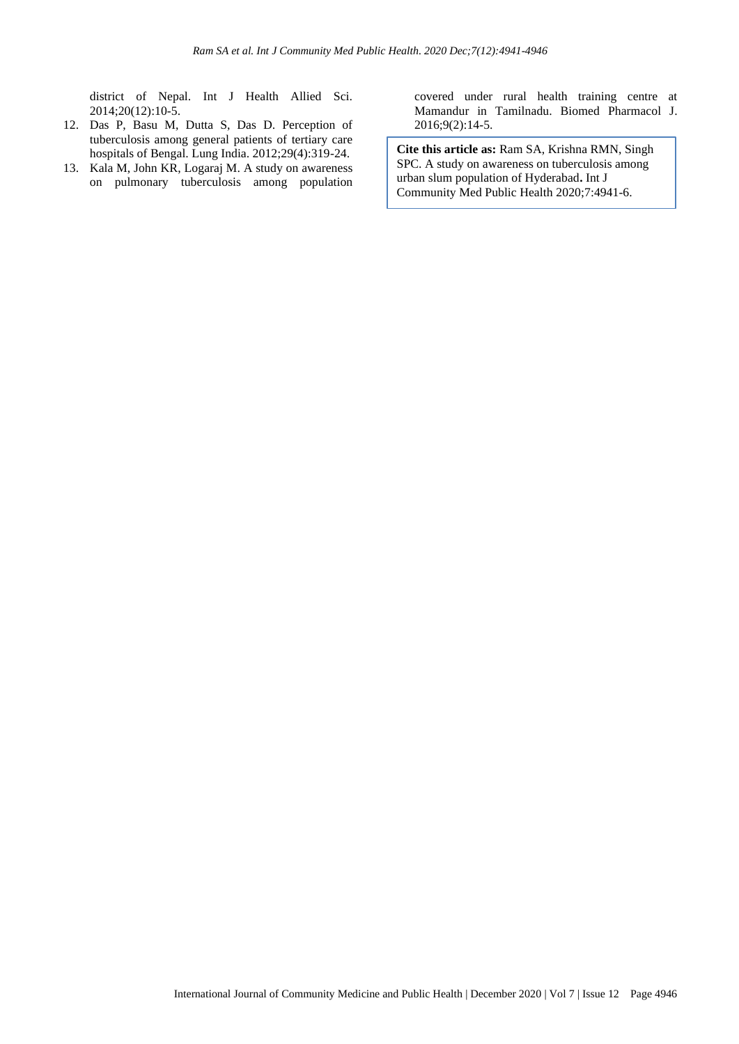district of Nepal. Int J Health Allied Sci. 2014;20(12):10-5.

12. Das P, Basu M, Dutta S, Das D. Perception of tuberculosis among general patients of tertiary care hospitals of Bengal. Lung India. 2012;29(4):319-24.
13. Kala M, John KR, Logaraj M. A study on awareness on pulmonary tuberculosis among population covered under rural health training centre at Mamandur in Tamilnadu. Biomed Pharmacol J. 2016;9(2):14-5.

**Cite this article as:** Ram SA, Krishna RMN, Singh SPC. A study on awareness on tuberculosis among urban slum population of Hyderabad**.** Int J Community Med Public Health 2020;7:4941-6.